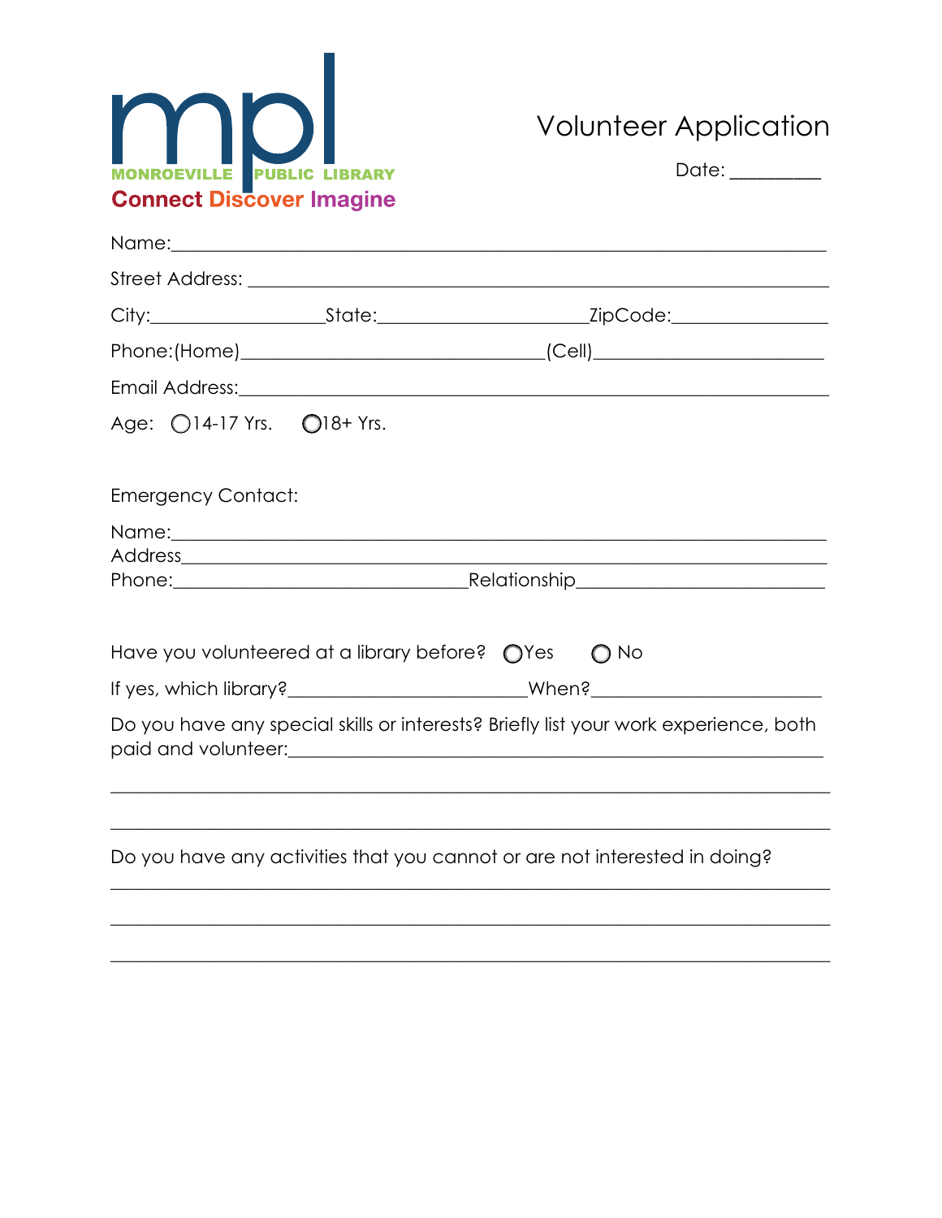mpl

MONROEVILLE PUBLIC LIBRARY

Connect Discover Imagine

# Volunteer Application

Date: _________

Name:_______________________________________________________________

Street Address: ________________________________________________________

City:_________________State:____________________ZipCode:______________

Phone:(Home)____________________________(Cell)______________________

Email Address:__________________________________________________________

Age: ◯14-17 Yrs. ◯18+ Yrs.

Emergency Contact:

Name:_______________________________________________________________

Address_____________________________________________________________

Phone:____________________________Relationship________________________

Have you volunteered at a library before? ◯Yes ◯ No

If yes, which library?______________________When?______________________

Do you have any special skills or interests? Briefly list your work experience, both paid and volunteer:___________________________________________________________

____________________________________________________________________

____________________________________________________________________

Do you have any activities that you cannot or are not interested in doing?

____________________________________________________________________

____________________________________________________________________

____________________________________________________________________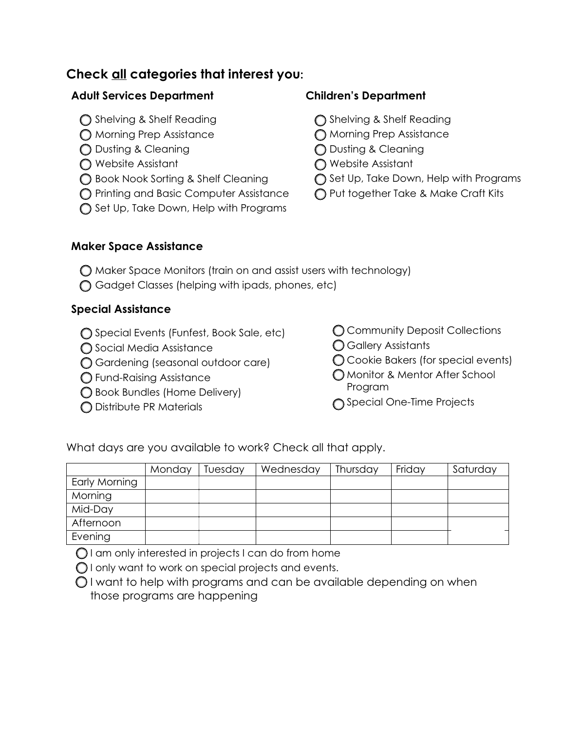## Check all categories that interest you:

### Adult Services Department

- ◯ Shelving & Shelf Reading
- ◯ Morning Prep Assistance
- ◯ Dusting & Cleaning
- ◯ Website Assistant
- ◯ Book Nook Sorting & Shelf Cleaning
- ◯ Printing and Basic Computer Assistance
- ◯ Set Up, Take Down, Help with Programs

### Children's Department

- ◯ Shelving & Shelf Reading
- ◯ Morning Prep Assistance
- ◯ Dusting & Cleaning
- ◯ Website Assistant
- ◯ Set Up, Take Down, Help with Programs
- ◯ Put together Take & Make Craft Kits

### Maker Space Assistance

- ◯ Maker Space Monitors (train on and assist users with technology)
- ◯ Gadget Classes (helping with ipads, phones, etc)

### Special Assistance

- ◯ Special Events (Funfest, Book Sale, etc)
- ◯ Social Media Assistance
- ◯ Gardening (seasonal outdoor care)
- ◯ Fund-Raising Assistance
- ◯ Book Bundles (Home Delivery)
- ◯ Distribute PR Materials
- ◯ Community Deposit Collections
- ◯ Gallery Assistants
- ◯ Cookie Bakers (for special events)
- ◯ Monitor & Mentor After School Program
- ◯ Special One-Time Projects

What days are you available to work? Check all that apply.

| | Monday | Tuesday | Wednesday | Thursday | Friday | Saturday |
|---|---|---|---|---|---|---|
| Early Morning | | | | | | |
| Morning | | | | | | |
| Mid-Day | | | | | | |
| Afternoon | | | | | | |
| Evening | | | | | | |

- ◯ I am only interested in projects I can do from home
- ◯ I only want to work on special projects and events.
- ◯ I want to help with programs and can be available depending on when those programs are happening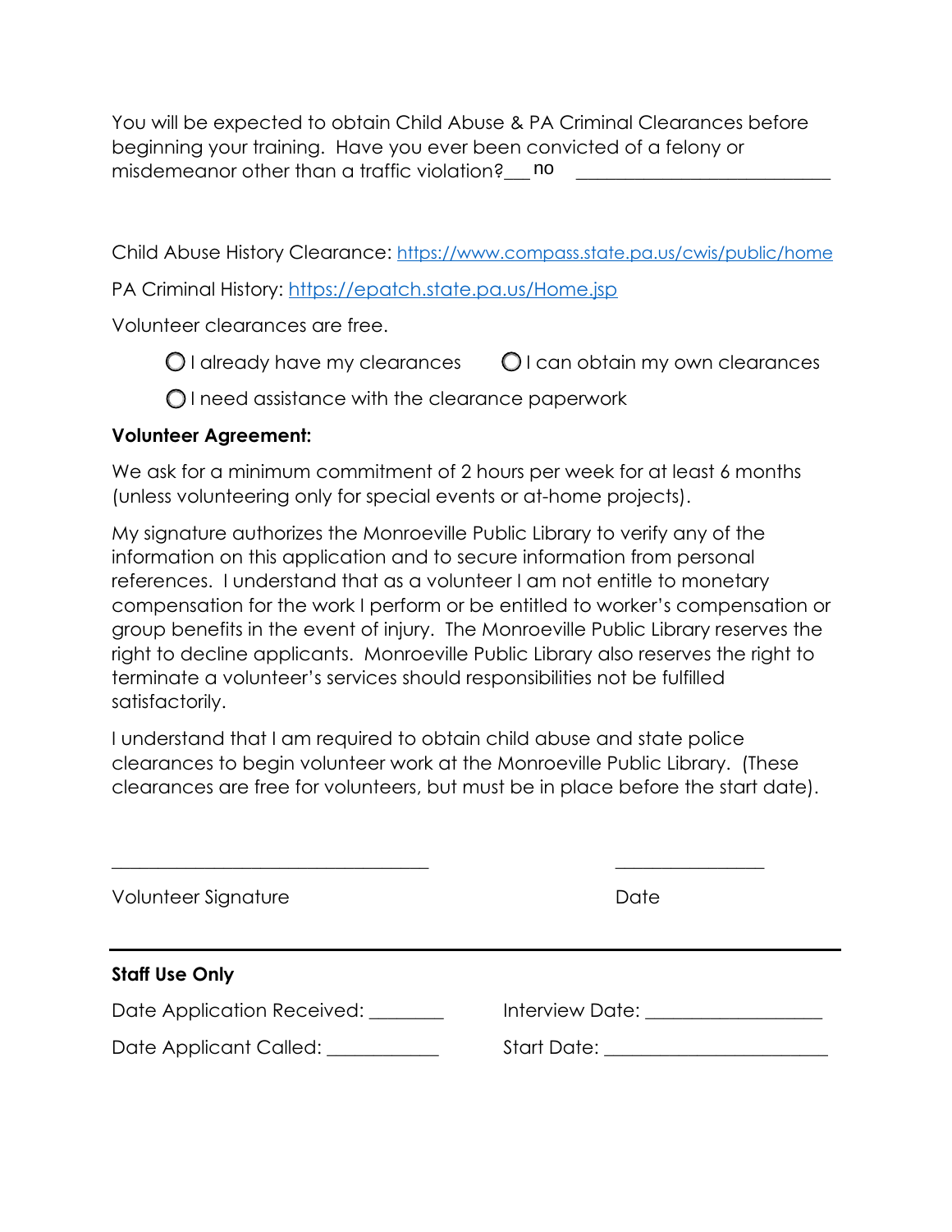You will be expected to obtain Child Abuse & PA Criminal Clearances before beginning your training. Have you ever been convicted of a felony or misdemeanor other than a traffic violation?___ no ___________________________

Child Abuse History Clearance: https://www.compass.state.pa.us/cwis/public/home

PA Criminal History: https://epatch.state.pa.us/Home.jsp

Volunteer clearances are free.

- ○ I already have my clearances
- ○ I can obtain my own clearances
- ○ I need assistance with the clearance paperwork

**Volunteer Agreement:**

We ask for a minimum commitment of 2 hours per week for at least 6 months (unless volunteering only for special events or at-home projects).

My signature authorizes the Monroeville Public Library to verify any of the information on this application and to secure information from personal references. I understand that as a volunteer I am not entitle to monetary compensation for the work I perform or be entitled to worker's compensation or group benefits in the event of injury. The Monroeville Public Library reserves the right to decline applicants. Monroeville Public Library also reserves the right to terminate a volunteer's services should responsibilities not be fulfilled satisfactorily.

I understand that I am required to obtain child abuse and state police clearances to begin volunteer work at the Monroeville Public Library. (These clearances are free for volunteers, but must be in place before the start date).

___________________________________ ________________

Volunteer Signature Date

---

**Staff Use Only**

Date Application Received: ________ Interview Date: ___________________

Date Applicant Called: ____________ Start Date: ________________________